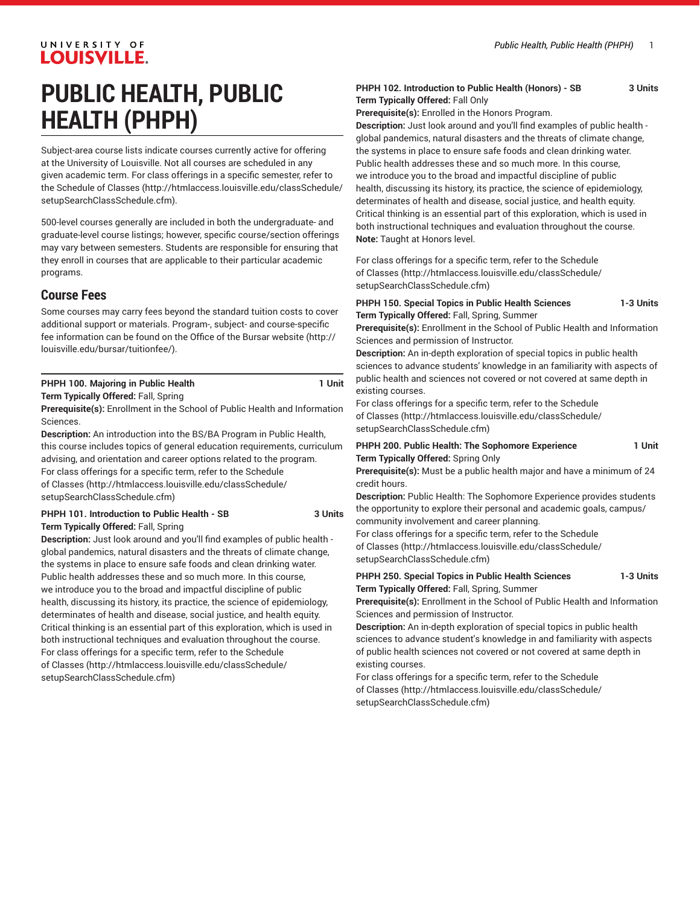# PUBLIC HEALTH, PUBLIC HEALTH (PHPH)

Subject-area course lists indicate courses currently active for offering at the University of Louisville. Not all courses are scheduled in any given academic term. For class offerings in a specific semester, refer to the Schedule of Classes (http://htmlaccess.louisville.edu/classSchedule/setupSearchClassSchedule.cfm).

500-level courses generally are included in both the undergraduate- and graduate-level course listings; however, specific course/section offerings may vary between semesters. Students are responsible for ensuring that they enroll in courses that are applicable to their particular academic programs.

## Course Fees

Some courses may carry fees beyond the standard tuition costs to cover additional support or materials. Program-, subject- and course-specific fee information can be found on the Office of the Bursar website (http://louisville.edu/bursar/tuitionfee/).

**PHPH 100. Majoring in Public Health** **1 Unit**
**Term Typically Offered:** Fall, Spring
**Prerequisite(s):** Enrollment in the School of Public Health and Information Sciences.
**Description:** An introduction into the BS/BA Program in Public Health, this course includes topics of general education requirements, curriculum advising, and orientation and career options related to the program.
For class offerings for a specific term, refer to the Schedule of Classes (http://htmlaccess.louisville.edu/classSchedule/setupSearchClassSchedule.cfm)

**PHPH 101. Introduction to Public Health - SB** **3 Units**
**Term Typically Offered:** Fall, Spring
**Description:** Just look around and you'll find examples of public health - global pandemics, natural disasters and the threats of climate change, the systems in place to ensure safe foods and clean drinking water. Public health addresses these and so much more. In this course, we introduce you to the broad and impactful discipline of public health, discussing its history, its practice, the science of epidemiology, determinates of health and disease, social justice, and health equity. Critical thinking is an essential part of this exploration, which is used in both instructional techniques and evaluation throughout the course.
For class offerings for a specific term, refer to the Schedule of Classes (http://htmlaccess.louisville.edu/classSchedule/setupSearchClassSchedule.cfm)

**PHPH 102. Introduction to Public Health (Honors) - SB** **3 Units**
**Term Typically Offered:** Fall Only
**Prerequisite(s):** Enrolled in the Honors Program.
**Description:** Just look around and you'll find examples of public health - global pandemics, natural disasters and the threats of climate change, the systems in place to ensure safe foods and clean drinking water. Public health addresses these and so much more. In this course, we introduce you to the broad and impactful discipline of public health, discussing its history, its practice, the science of epidemiology, determinates of health and disease, social justice, and health equity. Critical thinking is an essential part of this exploration, which is used in both instructional techniques and evaluation throughout the course.
**Note:** Taught at Honors level.

For class offerings for a specific term, refer to the Schedule of Classes (http://htmlaccess.louisville.edu/classSchedule/setupSearchClassSchedule.cfm)

**PHPH 150. Special Topics in Public Health Sciences** **1-3 Units**
**Term Typically Offered:** Fall, Spring, Summer
**Prerequisite(s):** Enrollment in the School of Public Health and Information Sciences and permission of Instructor.
**Description:** An in-depth exploration of special topics in public health sciences to advance students' knowledge in an familiarity with aspects of public health and sciences not covered or not covered at same depth in existing courses.
For class offerings for a specific term, refer to the Schedule of Classes (http://htmlaccess.louisville.edu/classSchedule/setupSearchClassSchedule.cfm)

**PHPH 200. Public Health: The Sophomore Experience** **1 Unit**
**Term Typically Offered:** Spring Only
**Prerequisite(s):** Must be a public health major and have a minimum of 24 credit hours.
**Description:** Public Health: The Sophomore Experience provides students the opportunity to explore their personal and academic goals, campus/community involvement and career planning.
For class offerings for a specific term, refer to the Schedule of Classes (http://htmlaccess.louisville.edu/classSchedule/setupSearchClassSchedule.cfm)

**PHPH 250. Special Topics in Public Health Sciences** **1-3 Units**
**Term Typically Offered:** Fall, Spring, Summer
**Prerequisite(s):** Enrollment in the School of Public Health and Information Sciences and permission of Instructor.
**Description:** An in-depth exploration of special topics in public health sciences to advance student's knowledge in and familiarity with aspects of public health sciences not covered or not covered at same depth in existing courses.
For class offerings for a specific term, refer to the Schedule of Classes (http://htmlaccess.louisville.edu/classSchedule/setupSearchClassSchedule.cfm)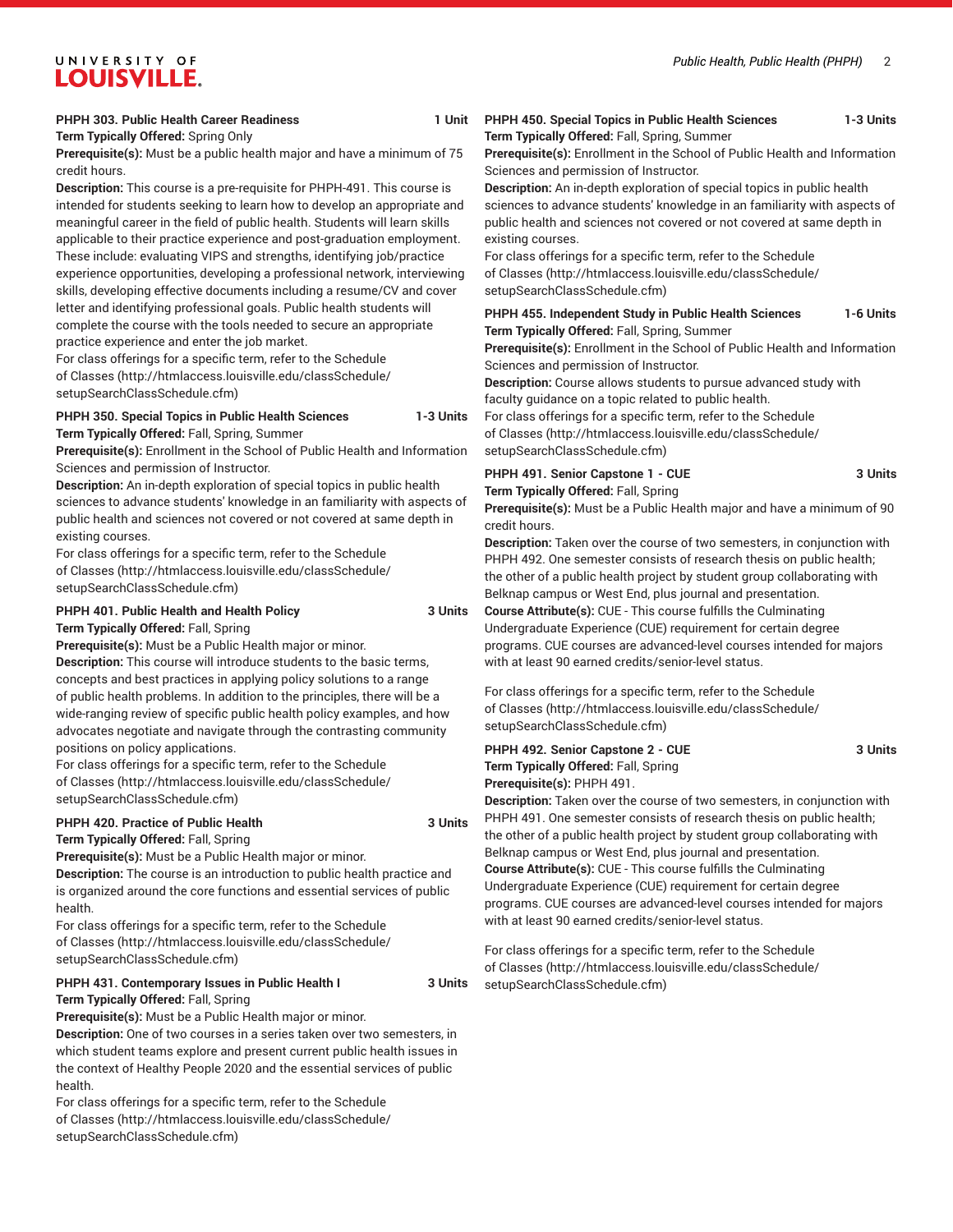**PHPH 303. Public Health Career Readiness** 1 Unit
**Term Typically Offered:** Spring Only
**Prerequisite(s):** Must be a public health major and have a minimum of 75 credit hours.
**Description:** This course is a pre-requisite for PHPH-491. This course is intended for students seeking to learn how to develop an appropriate and meaningful career in the field of public health. Students will learn skills applicable to their practice experience and post-graduation employment. These include: evaluating VIPS and strengths, identifying job/practice experience opportunities, developing a professional network, interviewing skills, developing effective documents including a resume/CV and cover letter and identifying professional goals. Public health students will complete the course with the tools needed to secure an appropriate practice experience and enter the job market.
For class offerings for a specific term, refer to the Schedule of Classes (http://htmlaccess.louisville.edu/classSchedule/setupSearchClassSchedule.cfm)

**PHPH 350. Special Topics in Public Health Sciences** 1-3 Units
**Term Typically Offered:** Fall, Spring, Summer
**Prerequisite(s):** Enrollment in the School of Public Health and Information Sciences and permission of Instructor.
**Description:** An in-depth exploration of special topics in public health sciences to advance students' knowledge in an familiarity with aspects of public health and sciences not covered or not covered at same depth in existing courses.
For class offerings for a specific term, refer to the Schedule of Classes (http://htmlaccess.louisville.edu/classSchedule/setupSearchClassSchedule.cfm)

**PHPH 401. Public Health and Health Policy** 3 Units
**Term Typically Offered:** Fall, Spring
**Prerequisite(s):** Must be a Public Health major or minor.
**Description:** This course will introduce students to the basic terms, concepts and best practices in applying policy solutions to a range of public health problems. In addition to the principles, there will be a wide-ranging review of specific public health policy examples, and how advocates negotiate and navigate through the contrasting community positions on policy applications.
For class offerings for a specific term, refer to the Schedule of Classes (http://htmlaccess.louisville.edu/classSchedule/setupSearchClassSchedule.cfm)

**PHPH 420. Practice of Public Health** 3 Units
**Term Typically Offered:** Fall, Spring
**Prerequisite(s):** Must be a Public Health major or minor.
**Description:** The course is an introduction to public health practice and is organized around the core functions and essential services of public health.
For class offerings for a specific term, refer to the Schedule of Classes (http://htmlaccess.louisville.edu/classSchedule/setupSearchClassSchedule.cfm)

**PHPH 431. Contemporary Issues in Public Health I** 3 Units
**Term Typically Offered:** Fall, Spring
**Prerequisite(s):** Must be a Public Health major or minor.
**Description:** One of two courses in a series taken over two semesters, in which student teams explore and present current public health issues in the context of Healthy People 2020 and the essential services of public health.
For class offerings for a specific term, refer to the Schedule of Classes (http://htmlaccess.louisville.edu/classSchedule/setupSearchClassSchedule.cfm)

**PHPH 450. Special Topics in Public Health Sciences** 1-3 Units
**Term Typically Offered:** Fall, Spring, Summer
**Prerequisite(s):** Enrollment in the School of Public Health and Information Sciences and permission of Instructor.
**Description:** An in-depth exploration of special topics in public health sciences to advance students' knowledge in an familiarity with aspects of public health and sciences not covered or not covered at same depth in existing courses.
For class offerings for a specific term, refer to the Schedule of Classes (http://htmlaccess.louisville.edu/classSchedule/setupSearchClassSchedule.cfm)

**PHPH 455. Independent Study in Public Health Sciences** 1-6 Units
**Term Typically Offered:** Fall, Spring, Summer
**Prerequisite(s):** Enrollment in the School of Public Health and Information Sciences and permission of Instructor.
**Description:** Course allows students to pursue advanced study with faculty guidance on a topic related to public health.
For class offerings for a specific term, refer to the Schedule of Classes (http://htmlaccess.louisville.edu/classSchedule/setupSearchClassSchedule.cfm)

**PHPH 491. Senior Capstone 1 - CUE** 3 Units
**Term Typically Offered:** Fall, Spring
**Prerequisite(s):** Must be a Public Health major and have a minimum of 90 credit hours.
**Description:** Taken over the course of two semesters, in conjunction with PHPH 492. One semester consists of research thesis on public health; the other of a public health project by student group collaborating with Belknap campus or West End, plus journal and presentation.
**Course Attribute(s):** CUE - This course fulfills the Culminating Undergraduate Experience (CUE) requirement for certain degree programs. CUE courses are advanced-level courses intended for majors with at least 90 earned credits/senior-level status.

For class offerings for a specific term, refer to the Schedule of Classes (http://htmlaccess.louisville.edu/classSchedule/setupSearchClassSchedule.cfm)

**PHPH 492. Senior Capstone 2 - CUE** 3 Units
**Term Typically Offered:** Fall, Spring
**Prerequisite(s):** PHPH 491.
**Description:** Taken over the course of two semesters, in conjunction with PHPH 491. One semester consists of research thesis on public health; the other of a public health project by student group collaborating with Belknap campus or West End, plus journal and presentation.
**Course Attribute(s):** CUE - This course fulfills the Culminating Undergraduate Experience (CUE) requirement for certain degree programs. CUE courses are advanced-level courses intended for majors with at least 90 earned credits/senior-level status.

For class offerings for a specific term, refer to the Schedule of Classes (http://htmlaccess.louisville.edu/classSchedule/setupSearchClassSchedule.cfm)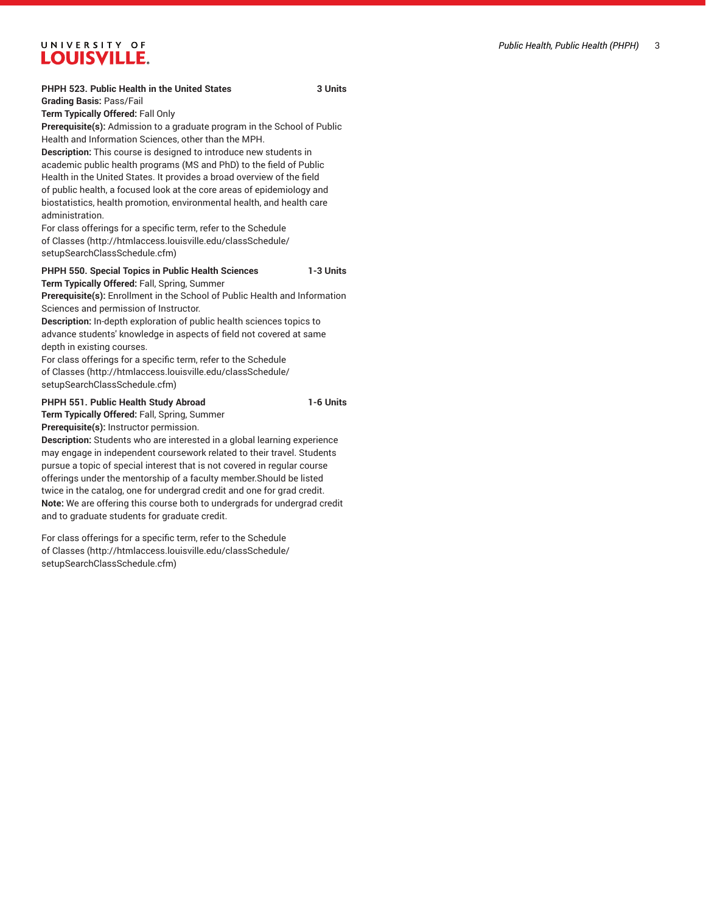**PHPH 523. Public Health in the United States 3 Units**

**Grading Basis:** Pass/Fail

**Term Typically Offered:** Fall Only

**Prerequisite(s):** Admission to a graduate program in the School of Public Health and Information Sciences, other than the MPH.

**Description:** This course is designed to introduce new students in academic public health programs (MS and PhD) to the field of Public Health in the United States. It provides a broad overview of the field of public health, a focused look at the core areas of epidemiology and biostatistics, health promotion, environmental health, and health care administration.

For class offerings for a specific term, refer to the Schedule of Classes (http://htmlaccess.louisville.edu/classSchedule/setupSearchClassSchedule.cfm)

**PHPH 550. Special Topics in Public Health Sciences 1-3 Units**

**Term Typically Offered:** Fall, Spring, Summer

**Prerequisite(s):** Enrollment in the School of Public Health and Information Sciences and permission of Instructor.

**Description:** In-depth exploration of public health sciences topics to advance students' knowledge in aspects of field not covered at same depth in existing courses.

For class offerings for a specific term, refer to the Schedule of Classes (http://htmlaccess.louisville.edu/classSchedule/setupSearchClassSchedule.cfm)

**PHPH 551. Public Health Study Abroad 1-6 Units**

**Term Typically Offered:** Fall, Spring, Summer

**Prerequisite(s):** Instructor permission.

**Description:** Students who are interested in a global learning experience may engage in independent coursework related to their travel. Students pursue a topic of special interest that is not covered in regular course offerings under the mentorship of a faculty member.Should be listed twice in the catalog, one for undergrad credit and one for grad credit.

**Note:** We are offering this course both to undergrads for undergrad credit and to graduate students for graduate credit.

For class offerings for a specific term, refer to the Schedule of Classes (http://htmlaccess.louisville.edu/classSchedule/setupSearchClassSchedule.cfm)